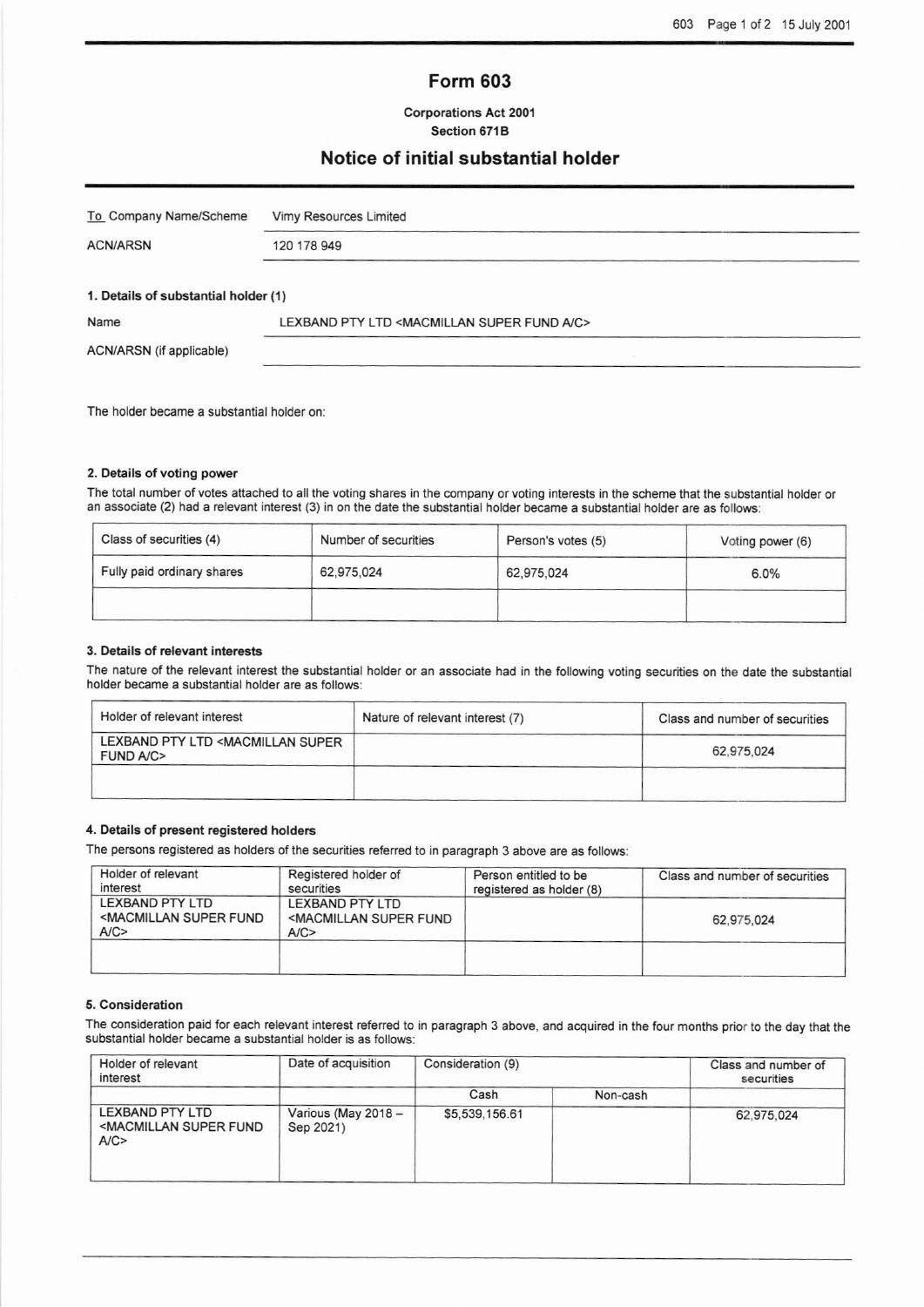# Form 603

**Corporations Act 2001**
**Section 671B**

## Notice of initial substantial holder

| To Company Name/Scheme | Vimy Resources Limited |
|---|---|
| ACN/ARSN | 120 178 949 |

**1. Details of substantial holder (1)**

| Name | LEXBAND PTY LTD <MACMILLAN SUPER FUND A/C> |
|---|---|
| ACN/ARSN (if applicable) | |

The holder became a substantial holder on:

**2. Details of voting power**

The total number of votes attached to all the voting shares in the company or voting interests in the scheme that the substantial holder or an associate (2) had a relevant interest (3) in on the date the substantial holder became a substantial holder are as follows:

| Class of securities (4) | Number of securities | Person's votes (5) | Voting power (6) |
|---|---|---|---|
| Fully paid ordinary shares | 62,975,024 | 62,975,024 | 6.0% |
| | | | |

**3. Details of relevant interests**

The nature of the relevant interest the substantial holder or an associate had in the following voting securities on the date the substantial holder became a substantial holder are as follows:

| Holder of relevant interest | Nature of relevant interest (7) | Class and number of securities |
|---|---|---|
| LEXBAND PTY LTD <MACMILLAN SUPER FUND A/C> | | 62,975,024 |
| | | |

**4. Details of present registered holders**

The persons registered as holders of the securities referred to in paragraph 3 above are as follows:

| Holder of relevant interest | Registered holder of securities | Person entitled to be registered as holder (8) | Class and number of securities |
|---|---|---|---|
| LEXBAND PTY LTD <MACMILLAN SUPER FUND A/C> | LEXBAND PTY LTD <MACMILLAN SUPER FUND A/C> | | 62,975,024 |
| | | | |

**5. Consideration**

The consideration paid for each relevant interest referred to in paragraph 3 above, and acquired in the four months prior to the day that the substantial holder became a substantial holder is as follows:

| Holder of relevant interest | Date of acquisition | Consideration (9) | | Class and number of securities |
|---|---|---|---|---|
| | | Cash | Non-cash | |
| LEXBAND PTY LTD <MACMILLAN SUPER FUND A/C> | Various (May 2018 – Sep 2021) | $5,539,156.61 | | 62,975,024 |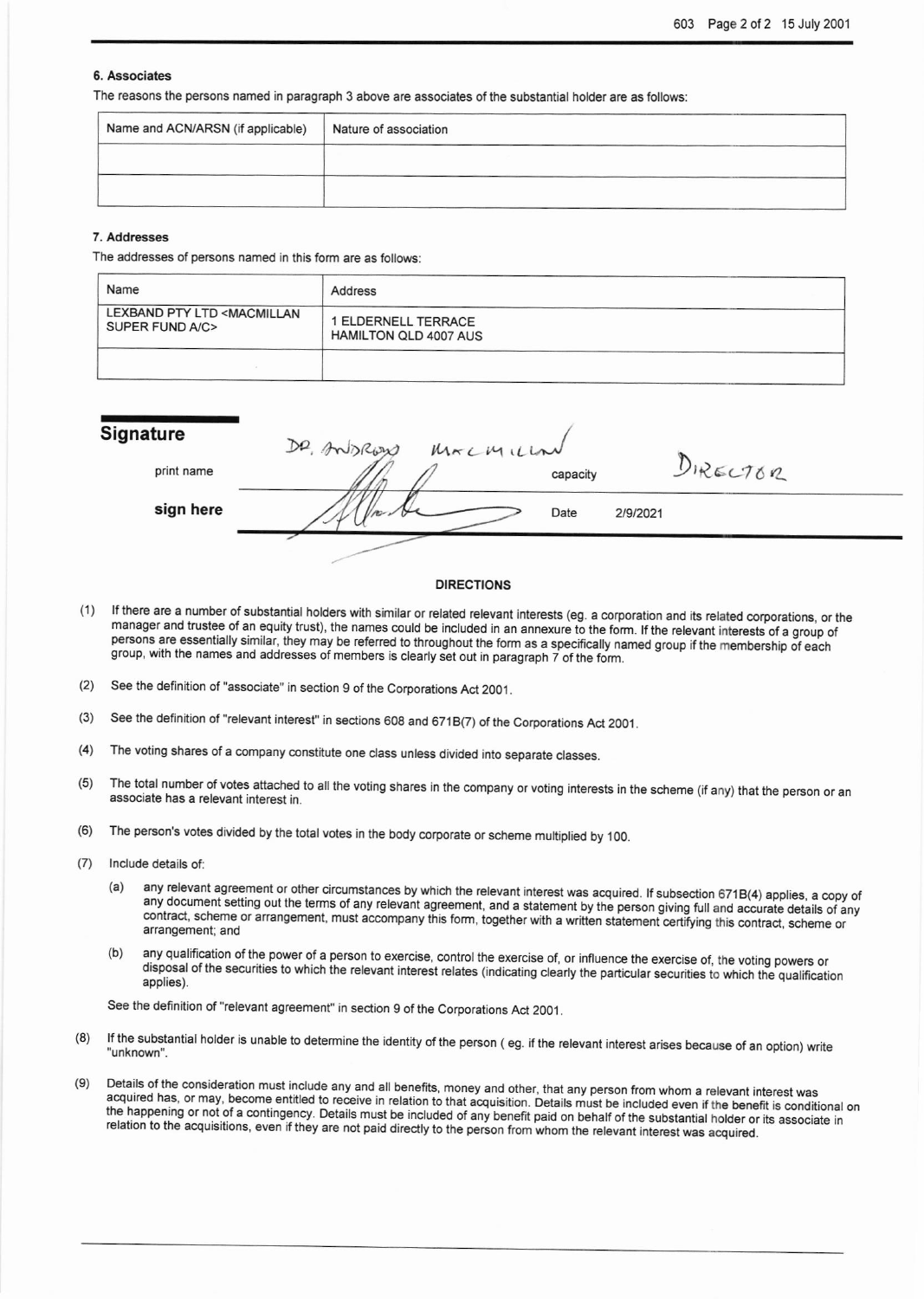## 6. Associates

The reasons the persons named in paragraph 3 above are associates of the substantial holder are as follows:

| Name and ACN/ARSN (if applicable) | Nature of association |
|---|---|
| | |
| | |

## 7. Addresses

The addresses of persons named in this form are as follows:

| Name | Address |
|---|---|
| LEXBAND PTY LTD <MACMILLAN SUPER FUND A/C> | 1 ELDERNELL TERRACE HAMILTON QLD 4007 AUS |
| | |

## Signature

| | | | |
|---|---|---|---|
| print name | DR. ANDREW MACMILLAN | capacity | DIRECTOR |
| sign here | | Date | 2/9/2021 |

### DIRECTIONS

(1) If there are a number of substantial holders with similar or related relevant interests (eg. a corporation and its related corporations, or the manager and trustee of an equity trust), the names could be included in an annexure to the form. If the relevant interests of a group of persons are essentially similar, they may be referred to throughout the form as a specifically named group if the membership of each group, with the names and addresses of members is clearly set out in paragraph 7 of the form.

(2) See the definition of "associate" in section 9 of the Corporations Act 2001.

(3) See the definition of "relevant interest" in sections 608 and 671B(7) of the Corporations Act 2001.

(4) The voting shares of a company constitute one class unless divided into separate classes.

(5) The total number of votes attached to all the voting shares in the company or voting interests in the scheme (if any) that the person or an associate has a relevant interest in.

(6) The person's votes divided by the total votes in the body corporate or scheme multiplied by 100.

(7) Include details of:

(a) any relevant agreement or other circumstances by which the relevant interest was acquired. If subsection 671B(4) applies, a copy of any document setting out the terms of any relevant agreement, and a statement by the person giving full and accurate details of any contract, scheme or arrangement, must accompany this form, together with a written statement certifying this contract, scheme or arrangement; and

(b) any qualification of the power of a person to exercise, control the exercise of, or influence the exercise of, the voting powers or disposal of the securities to which the relevant interest relates (indicating clearly the particular securities to which the qualification applies).

See the definition of "relevant agreement" in section 9 of the Corporations Act 2001.

(8) If the substantial holder is unable to determine the identity of the person ( eg. if the relevant interest arises because of an option) write "unknown".

(9) Details of the consideration must include any and all benefits, money and other, that any person from whom a relevant interest was acquired has, or may, become entitled to receive in relation to that acquisition. Details must be included even if the benefit is conditional on the happening or not of a contingency. Details must be included of any benefit paid on behalf of the substantial holder or its associate in relation to the acquisitions, even if they are not paid directly to the person from whom the relevant interest was acquired.